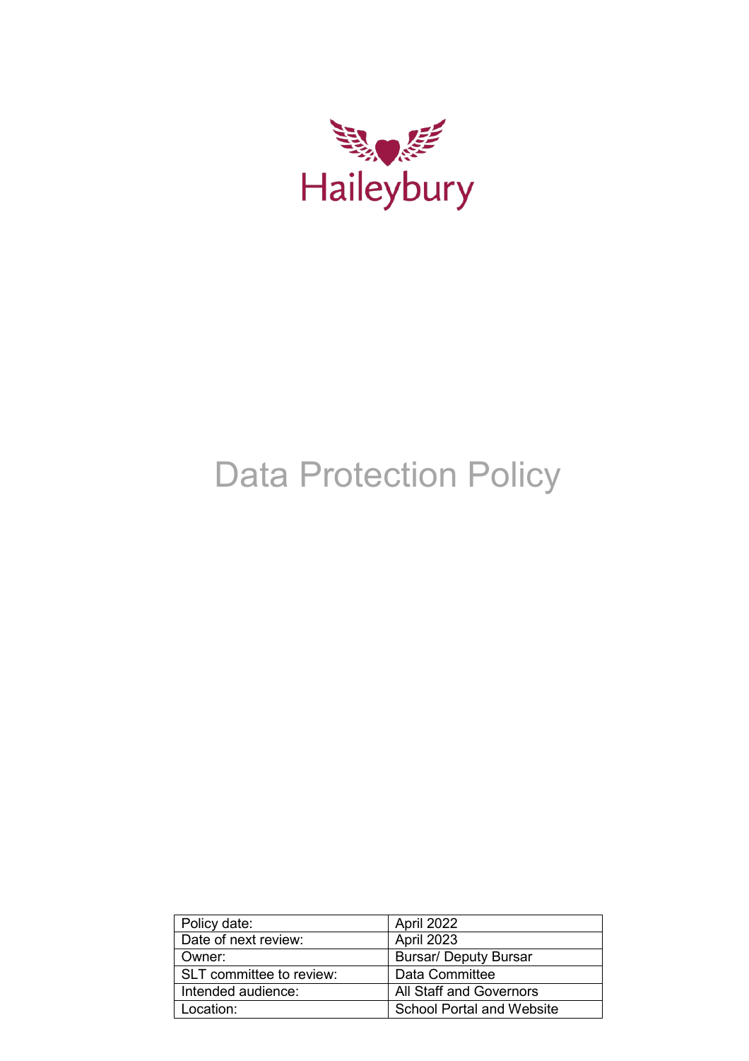Haileybury

# Data Protection Policy

| Policy date: | April 2022 |
| --- | --- |
| Date of next review: | April 2023 |
| Owner: | Bursar/ Deputy Bursar |
| SLT committee to review: | Data Committee |
| Intended audience: | All Staff and Governors |
| Location: | School Portal and Website |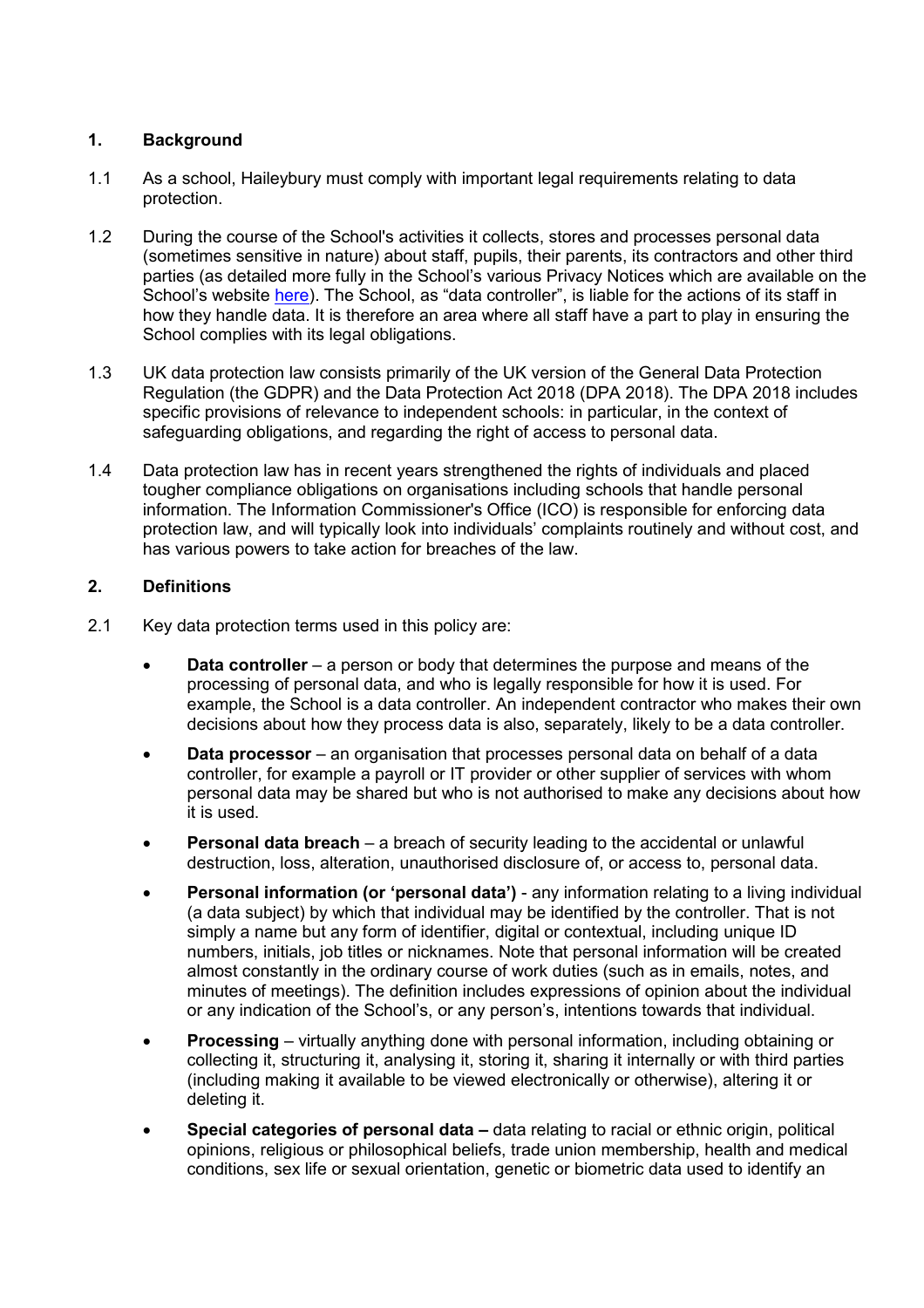## 1. Background

1.1 As a school, Haileybury must comply with important legal requirements relating to data protection.

1.2 During the course of the School's activities it collects, stores and processes personal data (sometimes sensitive in nature) about staff, pupils, their parents, its contractors and other third parties (as detailed more fully in the School's various Privacy Notices which are available on the School's website here). The School, as "data controller", is liable for the actions of its staff in how they handle data. It is therefore an area where all staff have a part to play in ensuring the School complies with its legal obligations.

1.3 UK data protection law consists primarily of the UK version of the General Data Protection Regulation (the GDPR) and the Data Protection Act 2018 (DPA 2018). The DPA 2018 includes specific provisions of relevance to independent schools: in particular, in the context of safeguarding obligations, and regarding the right of access to personal data.

1.4 Data protection law has in recent years strengthened the rights of individuals and placed tougher compliance obligations on organisations including schools that handle personal information. The Information Commissioner's Office (ICO) is responsible for enforcing data protection law, and will typically look into individuals' complaints routinely and without cost, and has various powers to take action for breaches of the law.

## 2. Definitions

2.1 Key data protection terms used in this policy are:

- **Data controller** – a person or body that determines the purpose and means of the processing of personal data, and who is legally responsible for how it is used. For example, the School is a data controller. An independent contractor who makes their own decisions about how they process data is also, separately, likely to be a data controller.
- **Data processor** – an organisation that processes personal data on behalf of a data controller, for example a payroll or IT provider or other supplier of services with whom personal data may be shared but who is not authorised to make any decisions about how it is used.
- **Personal data breach** – a breach of security leading to the accidental or unlawful destruction, loss, alteration, unauthorised disclosure of, or access to, personal data.
- **Personal information (or 'personal data')** - any information relating to a living individual (a data subject) by which that individual may be identified by the controller. That is not simply a name but any form of identifier, digital or contextual, including unique ID numbers, initials, job titles or nicknames. Note that personal information will be created almost constantly in the ordinary course of work duties (such as in emails, notes, and minutes of meetings). The definition includes expressions of opinion about the individual or any indication of the School's, or any person's, intentions towards that individual.
- **Processing** – virtually anything done with personal information, including obtaining or collecting it, structuring it, analysing it, storing it, sharing it internally or with third parties (including making it available to be viewed electronically or otherwise), altering it or deleting it.
- **Special categories of personal data –** data relating to racial or ethnic origin, political opinions, religious or philosophical beliefs, trade union membership, health and medical conditions, sex life or sexual orientation, genetic or biometric data used to identify an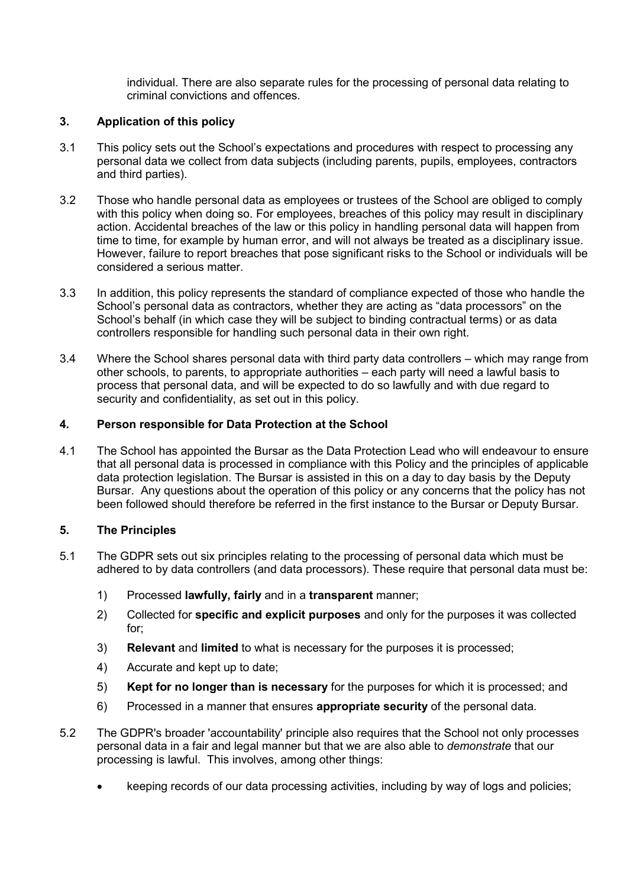individual. There are also separate rules for the processing of personal data relating to criminal convictions and offences.

## 3. Application of this policy

3.1 This policy sets out the School's expectations and procedures with respect to processing any personal data we collect from data subjects (including parents, pupils, employees, contractors and third parties).

3.2 Those who handle personal data as employees or trustees of the School are obliged to comply with this policy when doing so. For employees, breaches of this policy may result in disciplinary action. Accidental breaches of the law or this policy in handling personal data will happen from time to time, for example by human error, and will not always be treated as a disciplinary issue. However, failure to report breaches that pose significant risks to the School or individuals will be considered a serious matter.

3.3 In addition, this policy represents the standard of compliance expected of those who handle the School's personal data as contractors, whether they are acting as "data processors" on the School's behalf (in which case they will be subject to binding contractual terms) or as data controllers responsible for handling such personal data in their own right.

3.4 Where the School shares personal data with third party data controllers – which may range from other schools, to parents, to appropriate authorities – each party will need a lawful basis to process that personal data, and will be expected to do so lawfully and with due regard to security and confidentiality, as set out in this policy.

## 4. Person responsible for Data Protection at the School

4.1 The School has appointed the Bursar as the Data Protection Lead who will endeavour to ensure that all personal data is processed in compliance with this Policy and the principles of applicable data protection legislation. The Bursar is assisted in this on a day to day basis by the Deputy Bursar. Any questions about the operation of this policy or any concerns that the policy has not been followed should therefore be referred in the first instance to the Bursar or Deputy Bursar.

## 5. The Principles

5.1 The GDPR sets out six principles relating to the processing of personal data which must be adhered to by data controllers (and data processors). These require that personal data must be:

1) Processed **lawfully, fairly** and in a **transparent** manner;
2) Collected for **specific and explicit purposes** and only for the purposes it was collected for;
3) **Relevant** and **limited** to what is necessary for the purposes it is processed;
4) Accurate and kept up to date;
5) **Kept for no longer than is necessary** for the purposes for which it is processed; and
6) Processed in a manner that ensures **appropriate security** of the personal data.

5.2 The GDPR's broader 'accountability' principle also requires that the School not only processes personal data in a fair and legal manner but that we are also able to *demonstrate* that our processing is lawful. This involves, among other things:

- keeping records of our data processing activities, including by way of logs and policies;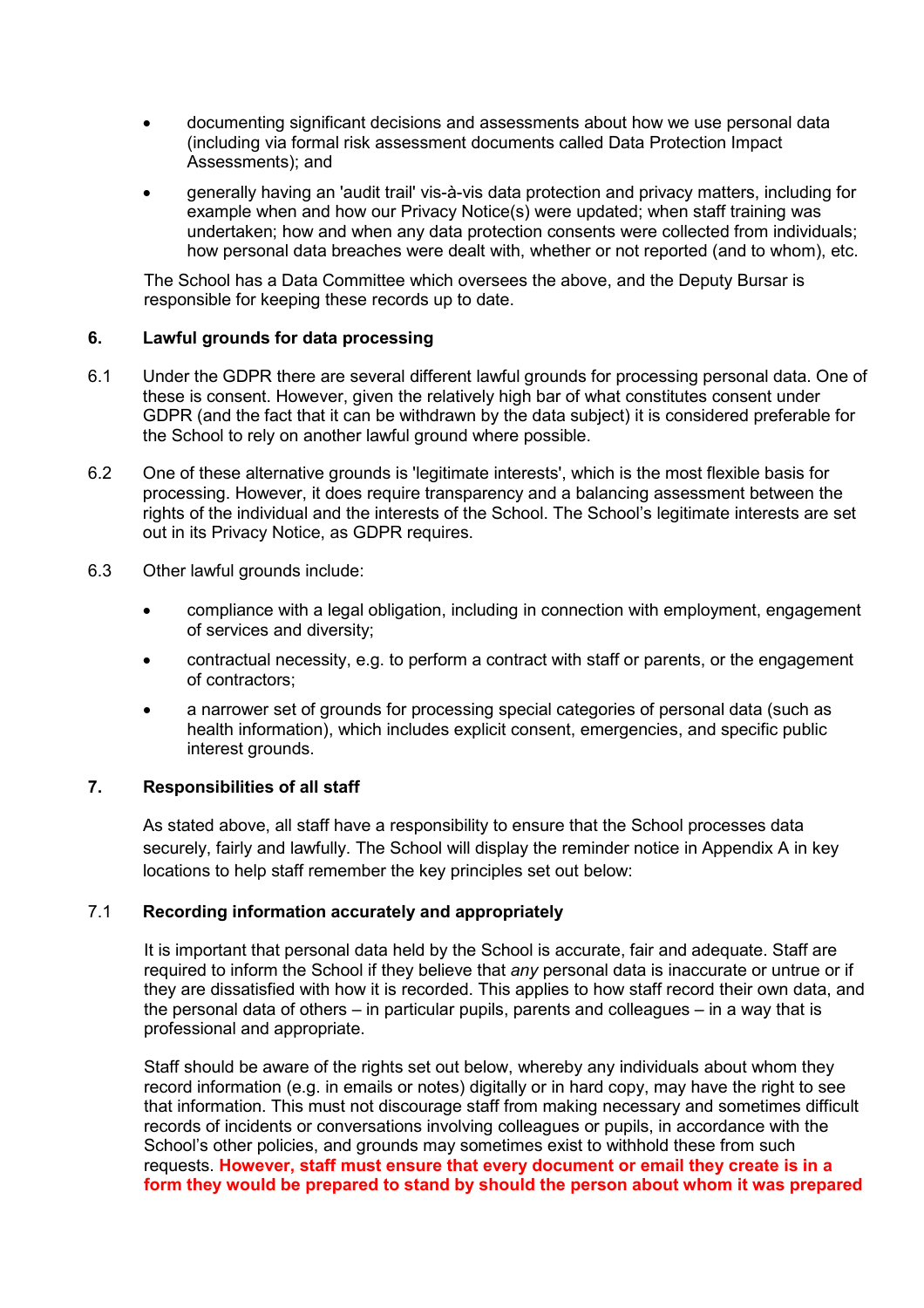- documenting significant decisions and assessments about how we use personal data (including via formal risk assessment documents called Data Protection Impact Assessments); and
- generally having an 'audit trail' vis-à-vis data protection and privacy matters, including for example when and how our Privacy Notice(s) were updated; when staff training was undertaken; how and when any data protection consents were collected from individuals; how personal data breaches were dealt with, whether or not reported (and to whom), etc.

The School has a Data Committee which oversees the above, and the Deputy Bursar is responsible for keeping these records up to date.

## 6. Lawful grounds for data processing

6.1 Under the GDPR there are several different lawful grounds for processing personal data. One of these is consent. However, given the relatively high bar of what constitutes consent under GDPR (and the fact that it can be withdrawn by the data subject) it is considered preferable for the School to rely on another lawful ground where possible.

6.2 One of these alternative grounds is 'legitimate interests', which is the most flexible basis for processing. However, it does require transparency and a balancing assessment between the rights of the individual and the interests of the School. The School's legitimate interests are set out in its Privacy Notice, as GDPR requires.

6.3 Other lawful grounds include:

- compliance with a legal obligation, including in connection with employment, engagement of services and diversity;
- contractual necessity, e.g. to perform a contract with staff or parents, or the engagement of contractors;
- a narrower set of grounds for processing special categories of personal data (such as health information), which includes explicit consent, emergencies, and specific public interest grounds.

## 7. Responsibilities of all staff

As stated above, all staff have a responsibility to ensure that the School processes data securely, fairly and lawfully. The School will display the reminder notice in Appendix A in key locations to help staff remember the key principles set out below:

### 7.1 Recording information accurately and appropriately

It is important that personal data held by the School is accurate, fair and adequate. Staff are required to inform the School if they believe that *any* personal data is inaccurate or untrue or if they are dissatisfied with how it is recorded. This applies to how staff record their own data, and the personal data of others – in particular pupils, parents and colleagues – in a way that is professional and appropriate.

Staff should be aware of the rights set out below, whereby any individuals about whom they record information (e.g. in emails or notes) digitally or in hard copy, may have the right to see that information. This must not discourage staff from making necessary and sometimes difficult records of incidents or conversations involving colleagues or pupils, in accordance with the School's other policies, and grounds may sometimes exist to withhold these from such requests. **However, staff must ensure that every document or email they create is in a form they would be prepared to stand by should the person about whom it was prepared**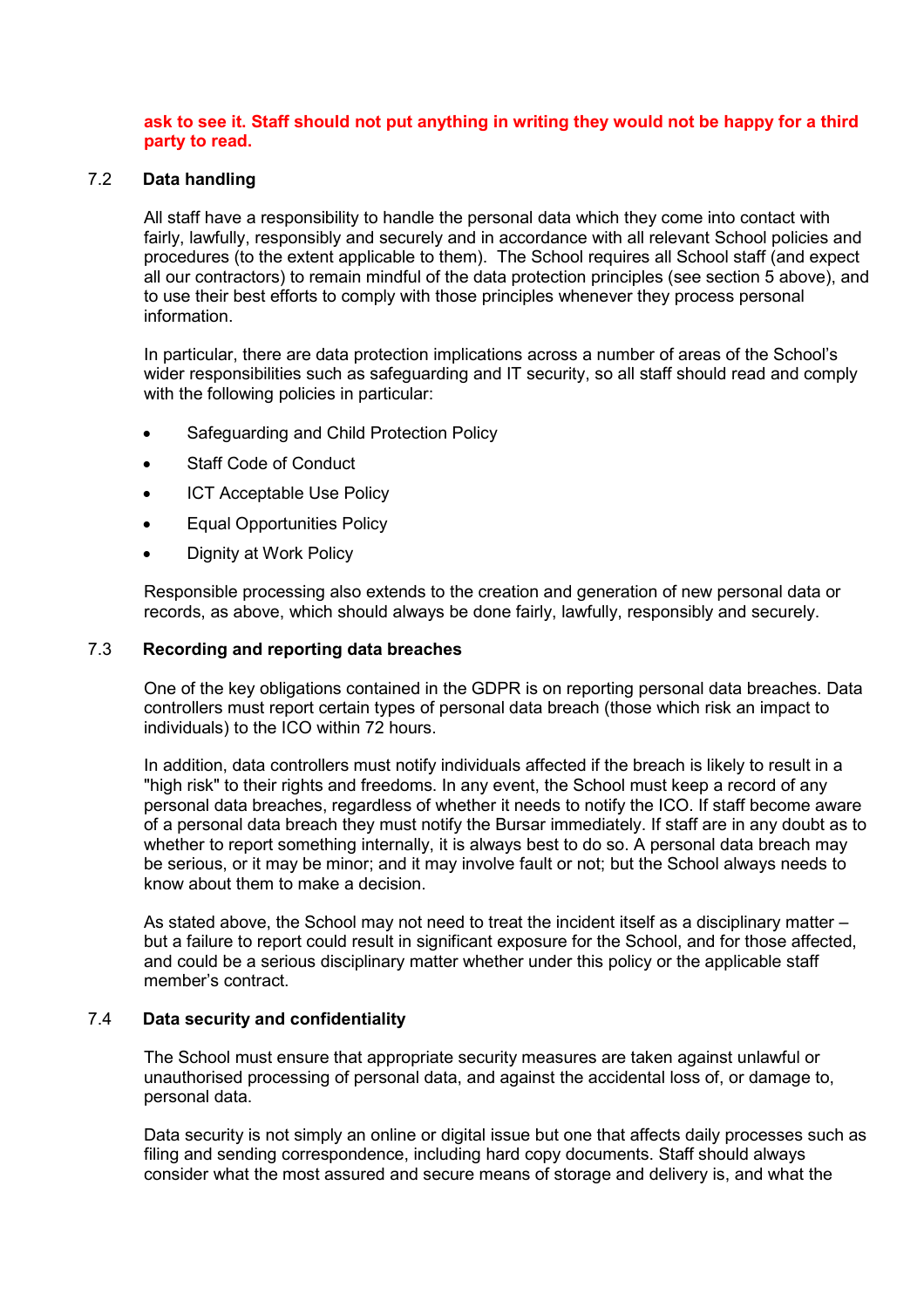**ask to see it. Staff should not put anything in writing they would not be happy for a third party to read.**

### 7.2 Data handling

All staff have a responsibility to handle the personal data which they come into contact with fairly, lawfully, responsibly and securely and in accordance with all relevant School policies and procedures (to the extent applicable to them). The School requires all School staff (and expect all our contractors) to remain mindful of the data protection principles (see section 5 above), and to use their best efforts to comply with those principles whenever they process personal information.

In particular, there are data protection implications across a number of areas of the School's wider responsibilities such as safeguarding and IT security, so all staff should read and comply with the following policies in particular:

- Safeguarding and Child Protection Policy
- Staff Code of Conduct
- ICT Acceptable Use Policy
- Equal Opportunities Policy
- Dignity at Work Policy

Responsible processing also extends to the creation and generation of new personal data or records, as above, which should always be done fairly, lawfully, responsibly and securely.

### 7.3 Recording and reporting data breaches

One of the key obligations contained in the GDPR is on reporting personal data breaches. Data controllers must report certain types of personal data breach (those which risk an impact to individuals) to the ICO within 72 hours.

In addition, data controllers must notify individuals affected if the breach is likely to result in a "high risk" to their rights and freedoms. In any event, the School must keep a record of any personal data breaches, regardless of whether it needs to notify the ICO. If staff become aware of a personal data breach they must notify the Bursar immediately. If staff are in any doubt as to whether to report something internally, it is always best to do so. A personal data breach may be serious, or it may be minor; and it may involve fault or not; but the School always needs to know about them to make a decision.

As stated above, the School may not need to treat the incident itself as a disciplinary matter – but a failure to report could result in significant exposure for the School, and for those affected, and could be a serious disciplinary matter whether under this policy or the applicable staff member's contract.

### 7.4 Data security and confidentiality

The School must ensure that appropriate security measures are taken against unlawful or unauthorised processing of personal data, and against the accidental loss of, or damage to, personal data.

Data security is not simply an online or digital issue but one that affects daily processes such as filing and sending correspondence, including hard copy documents. Staff should always consider what the most assured and secure means of storage and delivery is, and what the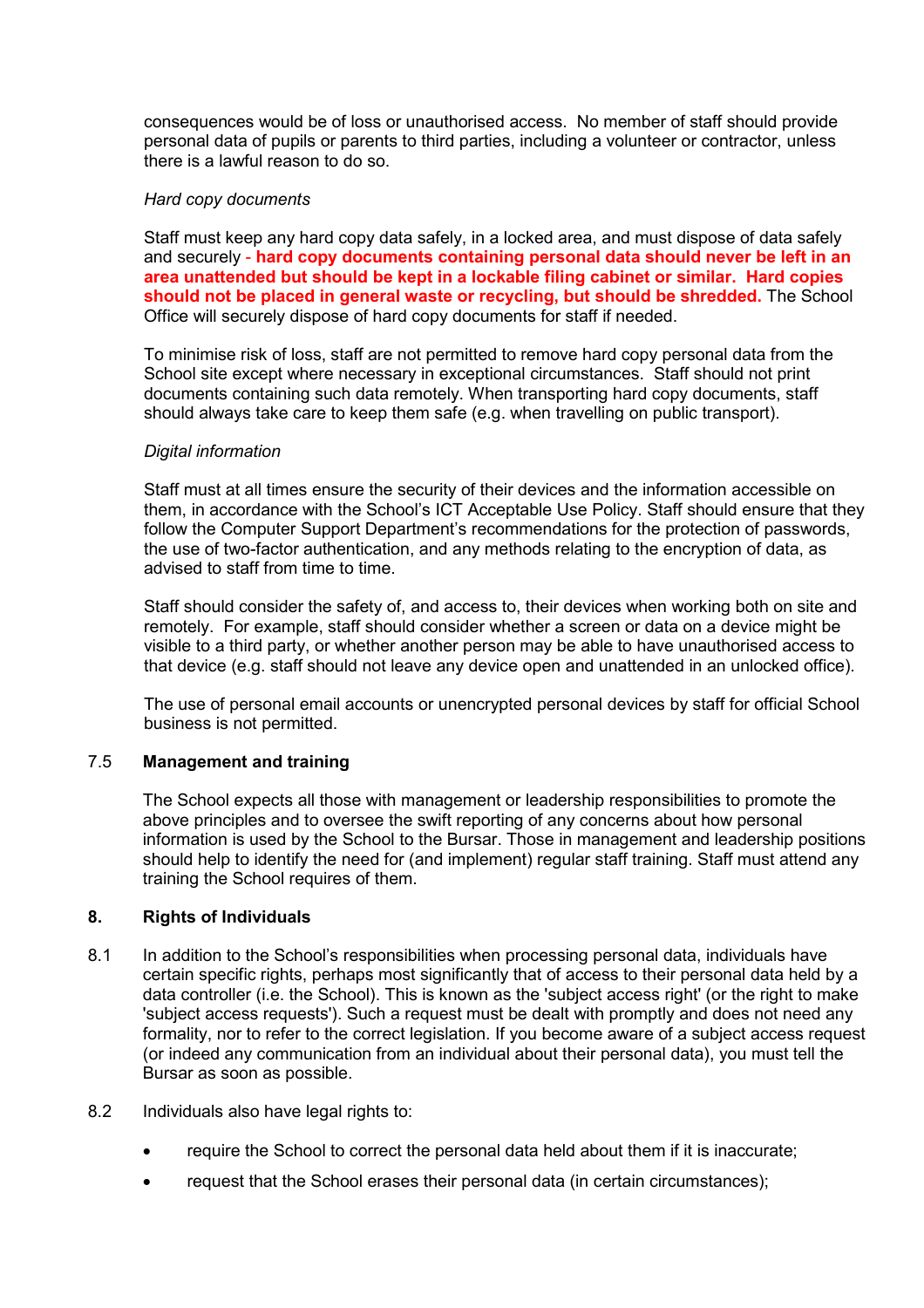consequences would be of loss or unauthorised access. No member of staff should provide personal data of pupils or parents to third parties, including a volunteer or contractor, unless there is a lawful reason to do so.

*Hard copy documents*

Staff must keep any hard copy data safely, in a locked area, and must dispose of data safely and securely - **hard copy documents containing personal data should never be left in an area unattended but should be kept in a lockable filing cabinet or similar. Hard copies should not be placed in general waste or recycling, but should be shredded.** The School Office will securely dispose of hard copy documents for staff if needed.

To minimise risk of loss, staff are not permitted to remove hard copy personal data from the School site except where necessary in exceptional circumstances. Staff should not print documents containing such data remotely. When transporting hard copy documents, staff should always take care to keep them safe (e.g. when travelling on public transport).

*Digital information*

Staff must at all times ensure the security of their devices and the information accessible on them, in accordance with the School's ICT Acceptable Use Policy. Staff should ensure that they follow the Computer Support Department's recommendations for the protection of passwords, the use of two-factor authentication, and any methods relating to the encryption of data, as advised to staff from time to time.

Staff should consider the safety of, and access to, their devices when working both on site and remotely. For example, staff should consider whether a screen or data on a device might be visible to a third party, or whether another person may be able to have unauthorised access to that device (e.g. staff should not leave any device open and unattended in an unlocked office).

The use of personal email accounts or unencrypted personal devices by staff for official School business is not permitted.

### 7.5 Management and training

The School expects all those with management or leadership responsibilities to promote the above principles and to oversee the swift reporting of any concerns about how personal information is used by the School to the Bursar. Those in management and leadership positions should help to identify the need for (and implement) regular staff training. Staff must attend any training the School requires of them.

## 8. Rights of Individuals

8.1 In addition to the School's responsibilities when processing personal data, individuals have certain specific rights, perhaps most significantly that of access to their personal data held by a data controller (i.e. the School). This is known as the 'subject access right' (or the right to make 'subject access requests'). Such a request must be dealt with promptly and does not need any formality, nor to refer to the correct legislation. If you become aware of a subject access request (or indeed any communication from an individual about their personal data), you must tell the Bursar as soon as possible.

8.2 Individuals also have legal rights to:

- require the School to correct the personal data held about them if it is inaccurate;
- request that the School erases their personal data (in certain circumstances);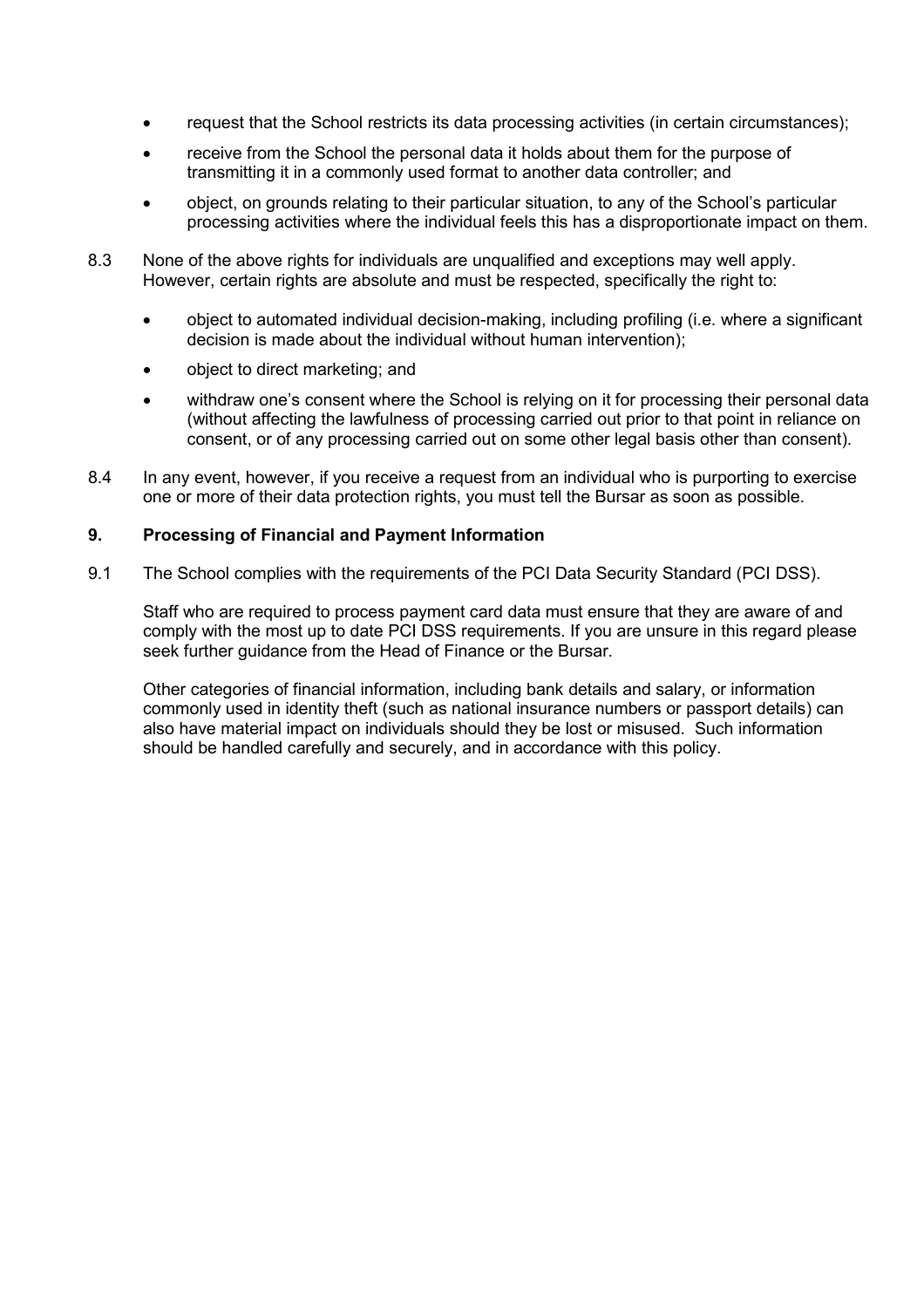- request that the School restricts its data processing activities (in certain circumstances);
- receive from the School the personal data it holds about them for the purpose of transmitting it in a commonly used format to another data controller; and
- object, on grounds relating to their particular situation, to any of the School's particular processing activities where the individual feels this has a disproportionate impact on them.

8.3 None of the above rights for individuals are unqualified and exceptions may well apply. However, certain rights are absolute and must be respected, specifically the right to:

- object to automated individual decision-making, including profiling (i.e. where a significant decision is made about the individual without human intervention);
- object to direct marketing; and
- withdraw one's consent where the School is relying on it for processing their personal data (without affecting the lawfulness of processing carried out prior to that point in reliance on consent, or of any processing carried out on some other legal basis other than consent).

8.4 In any event, however, if you receive a request from an individual who is purporting to exercise one or more of their data protection rights, you must tell the Bursar as soon as possible.

## 9. Processing of Financial and Payment Information

9.1 The School complies with the requirements of the PCI Data Security Standard (PCI DSS).

Staff who are required to process payment card data must ensure that they are aware of and comply with the most up to date PCI DSS requirements. If you are unsure in this regard please seek further guidance from the Head of Finance or the Bursar.

Other categories of financial information, including bank details and salary, or information commonly used in identity theft (such as national insurance numbers or passport details) can also have material impact on individuals should they be lost or misused. Such information should be handled carefully and securely, and in accordance with this policy.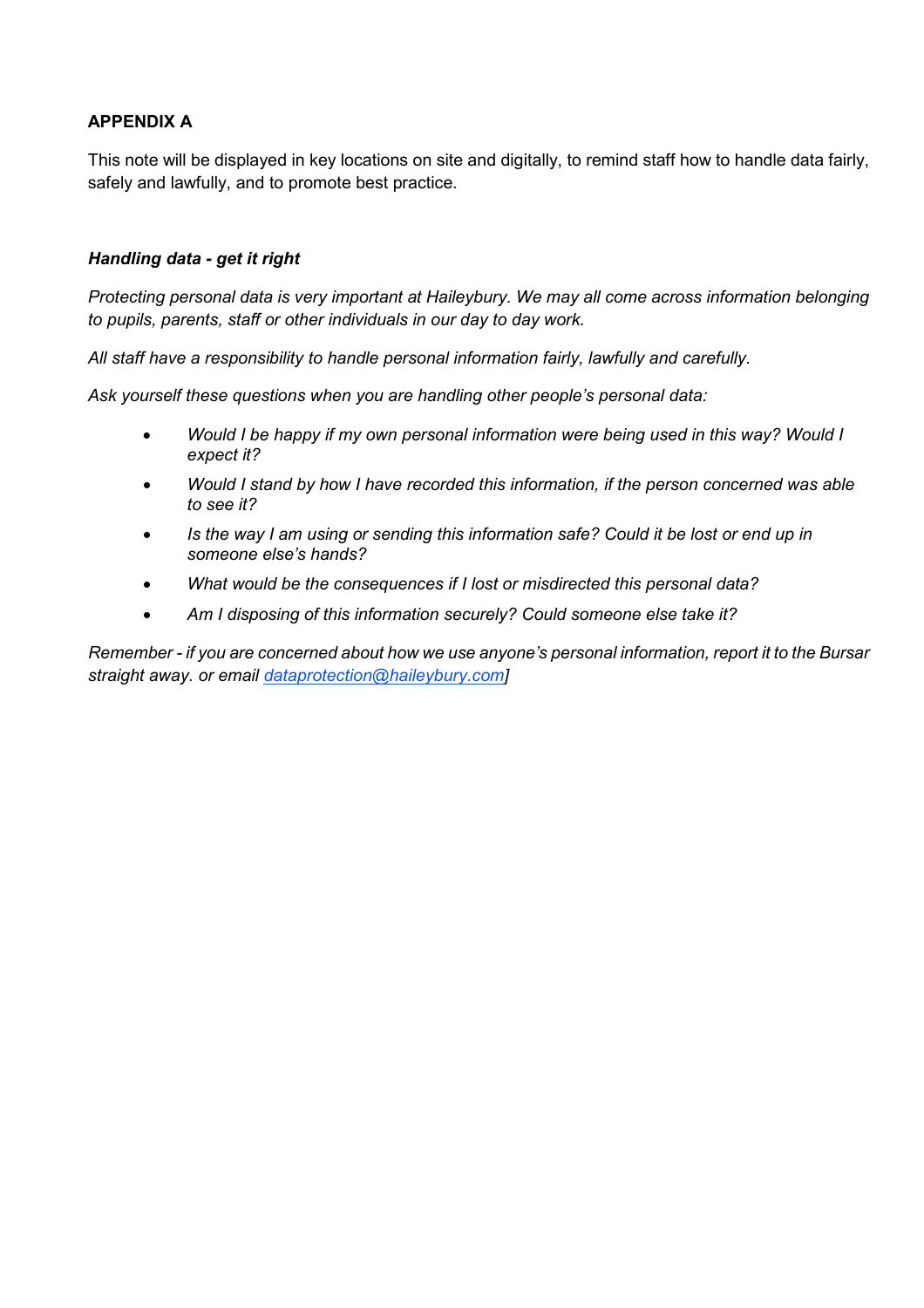**APPENDIX A**

This note will be displayed in key locations on site and digitally, to remind staff how to handle data fairly, safely and lawfully, and to promote best practice.

***Handling data - get it right***

*Protecting personal data is very important at Haileybury. We may all come across information belonging to pupils, parents, staff or other individuals in our day to day work.*

*All staff have a responsibility to handle personal information fairly, lawfully and carefully.*

*Ask yourself these questions when you are handling other people's personal data:*

- *Would I be happy if my own personal information were being used in this way? Would I expect it?*
- *Would I stand by how I have recorded this information, if the person concerned was able to see it?*
- *Is the way I am using or sending this information safe? Could it be lost or end up in someone else's hands?*
- *What would be the consequences if I lost or misdirected this personal data?*
- *Am I disposing of this information securely? Could someone else take it?*

*Remember - if you are concerned about how we use anyone's personal information, report it to the Bursar straight away. or email dataprotection@haileybury.com]*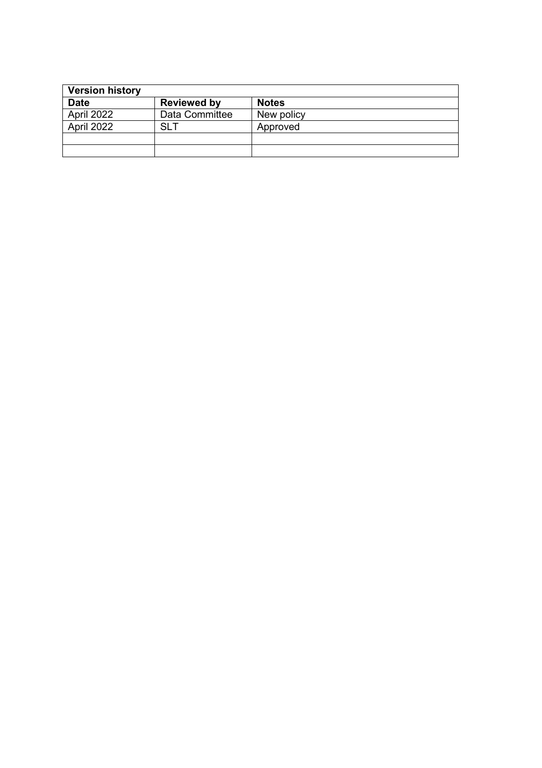| **Version history** | | |
| --- | --- | --- |
| **Date** | **Reviewed by** | **Notes** |
| April 2022 | Data Committee | New policy |
| April 2022 | SLT | Approved |
| | | |
| | | |